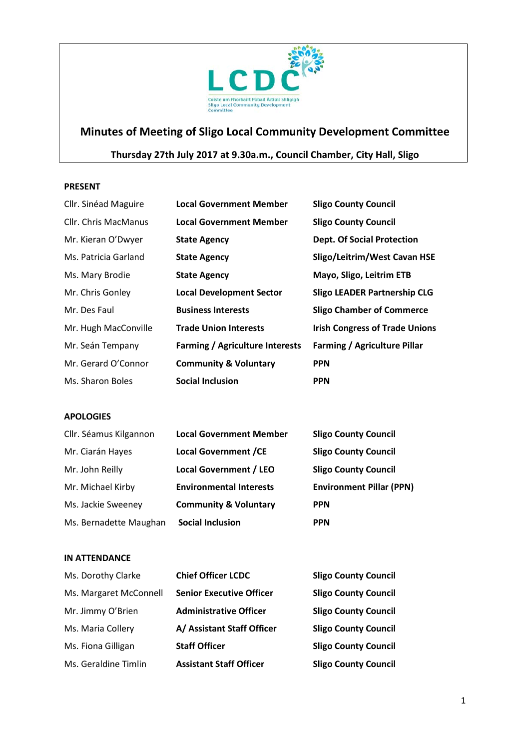LCDC

Coiste um Fhorbairt Pobail Áitiúil Shligigh
Sligo Local Community Development Committee

# Minutes of Meeting of Sligo Local Community Development Committee

**Thursday 27th July 2017 at 9.30a.m., Council Chamber, City Hall, Sligo**

## PRESENT

| | | |
|---|---|---|
| Cllr. Sinéad Maguire | **Local Government Member** | **Sligo County Council** |
| Cllr. Chris MacManus | **Local Government Member** | **Sligo County Council** |
| Mr. Kieran O'Dwyer | **State Agency** | **Dept. Of Social Protection** |
| Ms. Patricia Garland | **State Agency** | **Sligo/Leitrim/West Cavan HSE** |
| Ms. Mary Brodie | **State Agency** | **Mayo, Sligo, Leitrim ETB** |
| Mr. Chris Gonley | **Local Development Sector** | **Sligo LEADER Partnership CLG** |
| Mr. Des Faul | **Business Interests** | **Sligo Chamber of Commerce** |
| Mr. Hugh MacConville | **Trade Union Interests** | **Irish Congress of Trade Unions** |
| Mr. Seán Tempany | **Farming / Agriculture Interests** | **Farming / Agriculture Pillar** |
| Mr. Gerard O'Connor | **Community & Voluntary** | **PPN** |
| Ms. Sharon Boles | **Social Inclusion** | **PPN** |

## APOLOGIES

| | | |
|---|---|---|
| Cllr. Séamus Kilgannon | **Local Government Member** | **Sligo County Council** |
| Mr. Ciarán Hayes | **Local Government /CE** | **Sligo County Council** |
| Mr. John Reilly | **Local Government / LEO** | **Sligo County Council** |
| Mr. Michael Kirby | **Environmental Interests** | **Environment Pillar (PPN)** |
| Ms. Jackie Sweeney | **Community & Voluntary** | **PPN** |
| Ms. Bernadette Maughan | **Social Inclusion** | **PPN** |

## IN ATTENDANCE

| | | |
|---|---|---|
| Ms. Dorothy Clarke | **Chief Officer LCDC** | **Sligo County Council** |
| Ms. Margaret McConnell | **Senior Executive Officer** | **Sligo County Council** |
| Mr. Jimmy O'Brien | **Administrative Officer** | **Sligo County Council** |
| Ms. Maria Collery | **A/ Assistant Staff Officer** | **Sligo County Council** |
| Ms. Fiona Gilligan | **Staff Officer** | **Sligo County Council** |
| Ms. Geraldine Timlin | **Assistant Staff Officer** | **Sligo County Council** |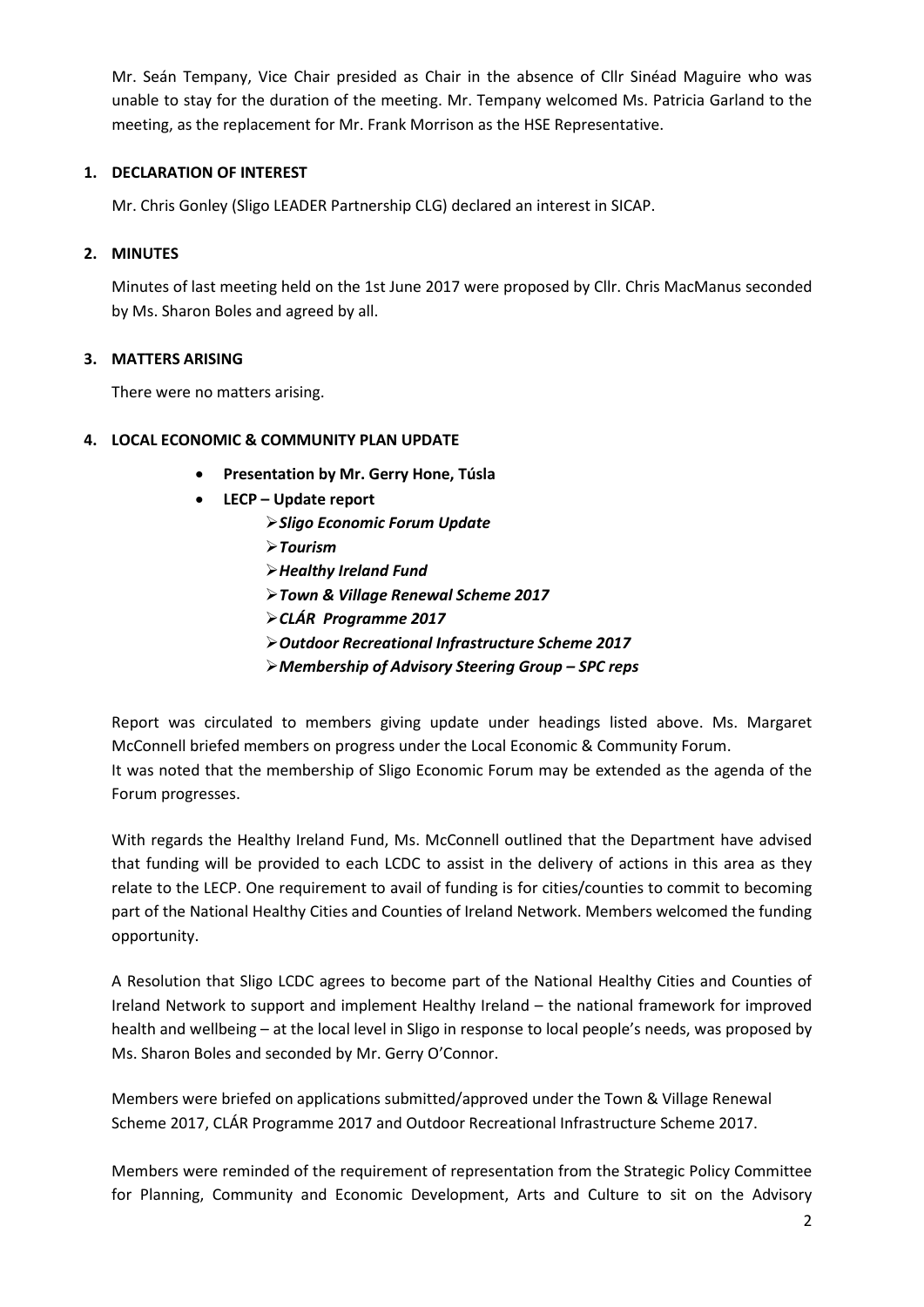Mr. Seán Tempany, Vice Chair presided as Chair in the absence of Cllr Sinéad Maguire who was unable to stay for the duration of the meeting. Mr. Tempany welcomed Ms. Patricia Garland to the meeting, as the replacement for Mr. Frank Morrison as the HSE Representative.

## 1. DECLARATION OF INTEREST

Mr. Chris Gonley (Sligo LEADER Partnership CLG) declared an interest in SICAP.

## 2. MINUTES

Minutes of last meeting held on the 1st June 2017 were proposed by Cllr. Chris MacManus seconded by Ms. Sharon Boles and agreed by all.

## 3. MATTERS ARISING

There were no matters arising.

## 4. LOCAL ECONOMIC & COMMUNITY PLAN UPDATE

- **Presentation by Mr. Gerry Hone, Túsla**
- **LECP – Update report**
  - ***Sligo Economic Forum Update***
  - ***Tourism***
  - ***Healthy Ireland Fund***
  - ***Town & Village Renewal Scheme 2017***
  - ***CLÁR Programme 2017***
  - ***Outdoor Recreational Infrastructure Scheme 2017***
  - ***Membership of Advisory Steering Group – SPC reps***

Report was circulated to members giving update under headings listed above. Ms. Margaret McConnell briefed members on progress under the Local Economic & Community Forum.
It was noted that the membership of Sligo Economic Forum may be extended as the agenda of the Forum progresses.

With regards the Healthy Ireland Fund, Ms. McConnell outlined that the Department have advised that funding will be provided to each LCDC to assist in the delivery of actions in this area as they relate to the LECP. One requirement to avail of funding is for cities/counties to commit to becoming part of the National Healthy Cities and Counties of Ireland Network. Members welcomed the funding opportunity.

A Resolution that Sligo LCDC agrees to become part of the National Healthy Cities and Counties of Ireland Network to support and implement Healthy Ireland – the national framework for improved health and wellbeing – at the local level in Sligo in response to local people's needs, was proposed by Ms. Sharon Boles and seconded by Mr. Gerry O'Connor.

Members were briefed on applications submitted/approved under the Town & Village Renewal Scheme 2017, CLÁR Programme 2017 and Outdoor Recreational Infrastructure Scheme 2017.

Members were reminded of the requirement of representation from the Strategic Policy Committee for Planning, Community and Economic Development, Arts and Culture to sit on the Advisory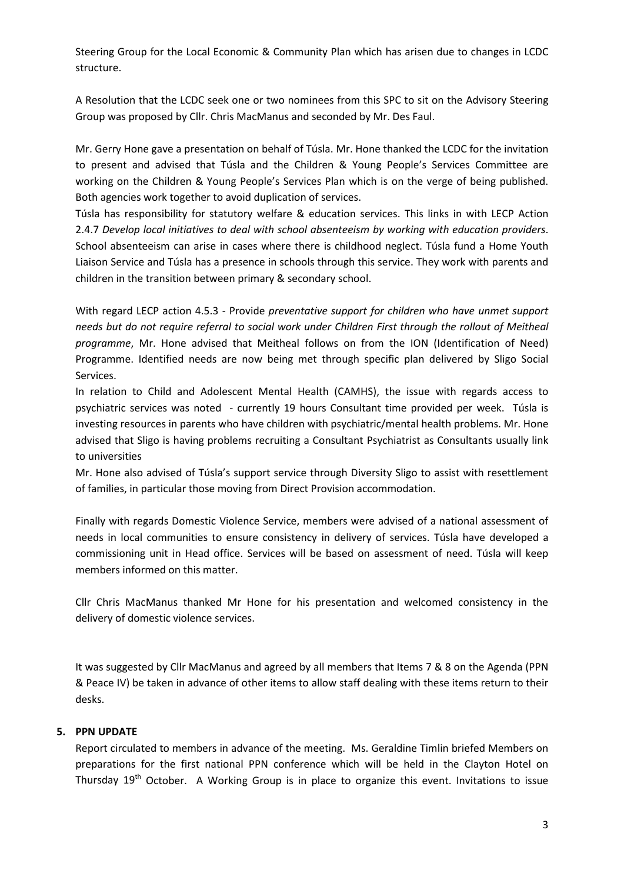Steering Group for the Local Economic & Community Plan which has arisen due to changes in LCDC structure.

A Resolution that the LCDC seek one or two nominees from this SPC to sit on the Advisory Steering Group was proposed by Cllr. Chris MacManus and seconded by Mr. Des Faul.

Mr. Gerry Hone gave a presentation on behalf of Túsla. Mr. Hone thanked the LCDC for the invitation to present and advised that Túsla and the Children & Young People's Services Committee are working on the Children & Young People's Services Plan which is on the verge of being published. Both agencies work together to avoid duplication of services.
Túsla has responsibility for statutory welfare & education services. This links in with LECP Action 2.4.7 *Develop local initiatives to deal with school absenteeism by working with education providers*. School absenteeism can arise in cases where there is childhood neglect. Túsla fund a Home Youth Liaison Service and Túsla has a presence in schools through this service. They work with parents and children in the transition between primary & secondary school.

With regard LECP action 4.5.3 - Provide *preventative support for children who have unmet support needs but do not require referral to social work under Children First through the rollout of Meitheal programme*, Mr. Hone advised that Meitheal follows on from the ION (Identification of Need) Programme. Identified needs are now being met through specific plan delivered by Sligo Social Services.
In relation to Child and Adolescent Mental Health (CAMHS), the issue with regards access to psychiatric services was noted - currently 19 hours Consultant time provided per week. Túsla is investing resources in parents who have children with psychiatric/mental health problems. Mr. Hone advised that Sligo is having problems recruiting a Consultant Psychiatrist as Consultants usually link to universities
Mr. Hone also advised of Túsla's support service through Diversity Sligo to assist with resettlement of families, in particular those moving from Direct Provision accommodation.

Finally with regards Domestic Violence Service, members were advised of a national assessment of needs in local communities to ensure consistency in delivery of services. Túsla have developed a commissioning unit in Head office. Services will be based on assessment of need. Túsla will keep members informed on this matter.

Cllr Chris MacManus thanked Mr Hone for his presentation and welcomed consistency in the delivery of domestic violence services.

It was suggested by Cllr MacManus and agreed by all members that Items 7 & 8 on the Agenda (PPN & Peace IV) be taken in advance of other items to allow staff dealing with these items return to their desks.

## 5. PPN UPDATE

Report circulated to members in advance of the meeting. Ms. Geraldine Timlin briefed Members on preparations for the first national PPN conference which will be held in the Clayton Hotel on Thursday 19th October. A Working Group is in place to organize this event. Invitations to issue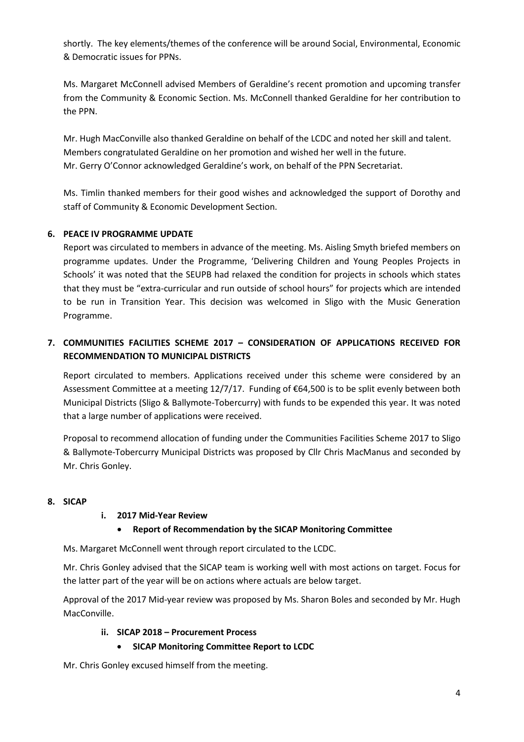shortly. The key elements/themes of the conference will be around Social, Environmental, Economic & Democratic issues for PPNs.

Ms. Margaret McConnell advised Members of Geraldine's recent promotion and upcoming transfer from the Community & Economic Section. Ms. McConnell thanked Geraldine for her contribution to the PPN.

Mr. Hugh MacConville also thanked Geraldine on behalf of the LCDC and noted her skill and talent. Members congratulated Geraldine on her promotion and wished her well in the future. Mr. Gerry O'Connor acknowledged Geraldine's work, on behalf of the PPN Secretariat.

Ms. Timlin thanked members for their good wishes and acknowledged the support of Dorothy and staff of Community & Economic Development Section.

## 6. PEACE IV PROGRAMME UPDATE

Report was circulated to members in advance of the meeting. Ms. Aisling Smyth briefed members on programme updates. Under the Programme, 'Delivering Children and Young Peoples Projects in Schools' it was noted that the SEUPB had relaxed the condition for projects in schools which states that they must be "extra-curricular and run outside of school hours" for projects which are intended to be run in Transition Year. This decision was welcomed in Sligo with the Music Generation Programme.

## 7. COMMUNITIES FACILITIES SCHEME 2017 – CONSIDERATION OF APPLICATIONS RECEIVED FOR RECOMMENDATION TO MUNICIPAL DISTRICTS

Report circulated to members. Applications received under this scheme were considered by an Assessment Committee at a meeting 12/7/17. Funding of €64,500 is to be split evenly between both Municipal Districts (Sligo & Ballymote-Tobercurry) with funds to be expended this year. It was noted that a large number of applications were received.

Proposal to recommend allocation of funding under the Communities Facilities Scheme 2017 to Sligo & Ballymote-Tobercurry Municipal Districts was proposed by Cllr Chris MacManus and seconded by Mr. Chris Gonley.

## 8. SICAP

### i. 2017 Mid-Year Review

- **Report of Recommendation by the SICAP Monitoring Committee**

Ms. Margaret McConnell went through report circulated to the LCDC.

Mr. Chris Gonley advised that the SICAP team is working well with most actions on target. Focus for the latter part of the year will be on actions where actuals are below target.

Approval of the 2017 Mid-year review was proposed by Ms. Sharon Boles and seconded by Mr. Hugh MacConville.

### ii. SICAP 2018 – Procurement Process

- **SICAP Monitoring Committee Report to LCDC**

Mr. Chris Gonley excused himself from the meeting.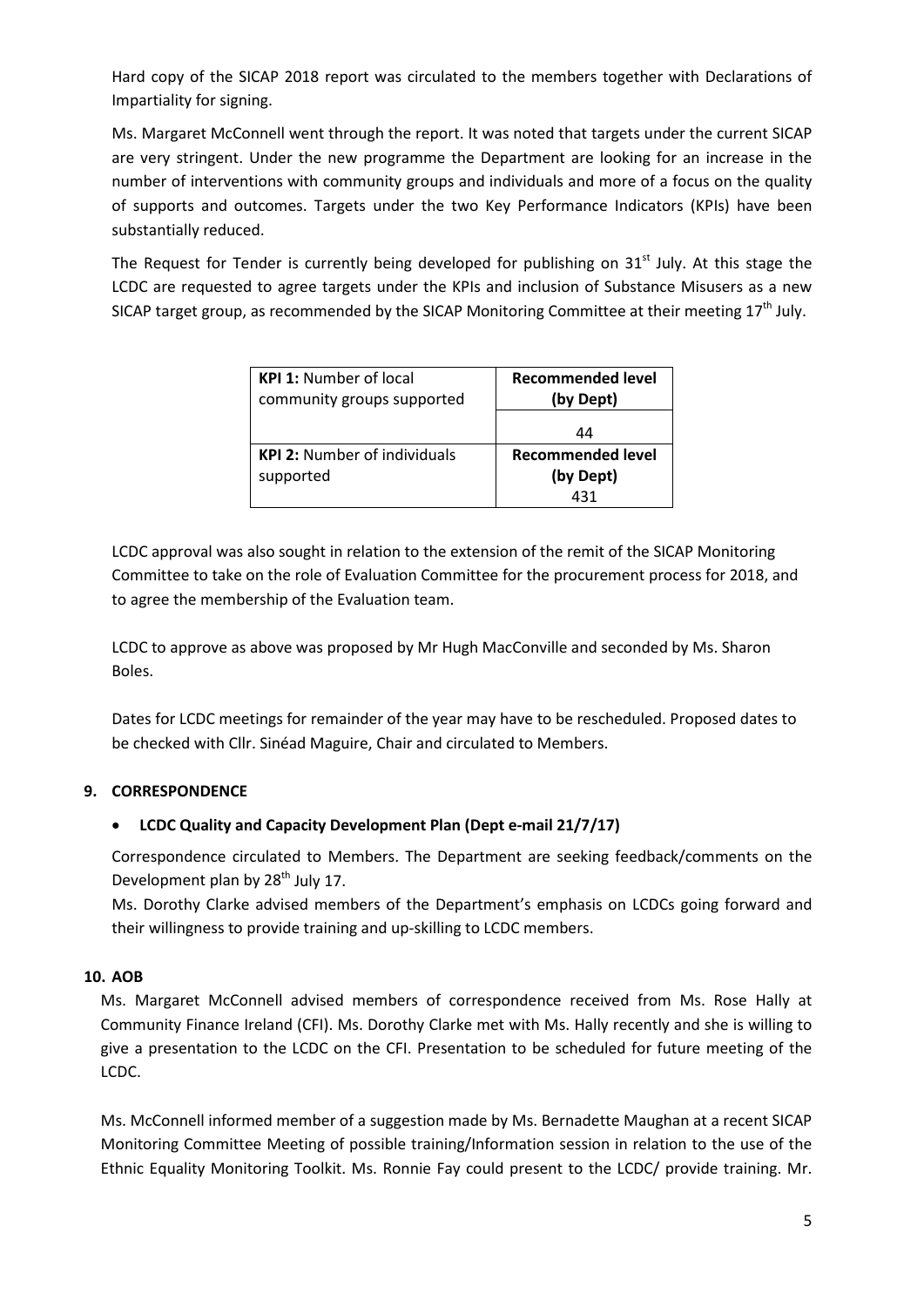Hard copy of the SICAP 2018 report was circulated to the members together with Declarations of Impartiality for signing.

Ms. Margaret McConnell went through the report. It was noted that targets under the current SICAP are very stringent. Under the new programme the Department are looking for an increase in the number of interventions with community groups and individuals and more of a focus on the quality of supports and outcomes. Targets under the two Key Performance Indicators (KPIs) have been substantially reduced.

The Request for Tender is currently being developed for publishing on 31st July. At this stage the LCDC are requested to agree targets under the KPIs and inclusion of Substance Misusers as a new SICAP target group, as recommended by the SICAP Monitoring Committee at their meeting 17th July.

| **KPI 1:** Number of local community groups supported | **Recommended level (by Dept)** |
|---|---|
| | 44 |
| **KPI 2:** Number of individuals supported | **Recommended level (by Dept)** 431 |

LCDC approval was also sought in relation to the extension of the remit of the SICAP Monitoring Committee to take on the role of Evaluation Committee for the procurement process for 2018, and to agree the membership of the Evaluation team.

LCDC to approve as above was proposed by Mr Hugh MacConville and seconded by Ms. Sharon Boles.

Dates for LCDC meetings for remainder of the year may have to be rescheduled. Proposed dates to be checked with Cllr. Sinéad Maguire, Chair and circulated to Members.

## 9. CORRESPONDENCE

- **LCDC Quality and Capacity Development Plan (Dept e-mail 21/7/17)**

Correspondence circulated to Members. The Department are seeking feedback/comments on the Development plan by 28th July 17.

Ms. Dorothy Clarke advised members of the Department's emphasis on LCDCs going forward and their willingness to provide training and up-skilling to LCDC members.

## 10. AOB

Ms. Margaret McConnell advised members of correspondence received from Ms. Rose Hally at Community Finance Ireland (CFI). Ms. Dorothy Clarke met with Ms. Hally recently and she is willing to give a presentation to the LCDC on the CFI. Presentation to be scheduled for future meeting of the LCDC.

Ms. McConnell informed member of a suggestion made by Ms. Bernadette Maughan at a recent SICAP Monitoring Committee Meeting of possible training/Information session in relation to the use of the Ethnic Equality Monitoring Toolkit. Ms. Ronnie Fay could present to the LCDC/ provide training. Mr.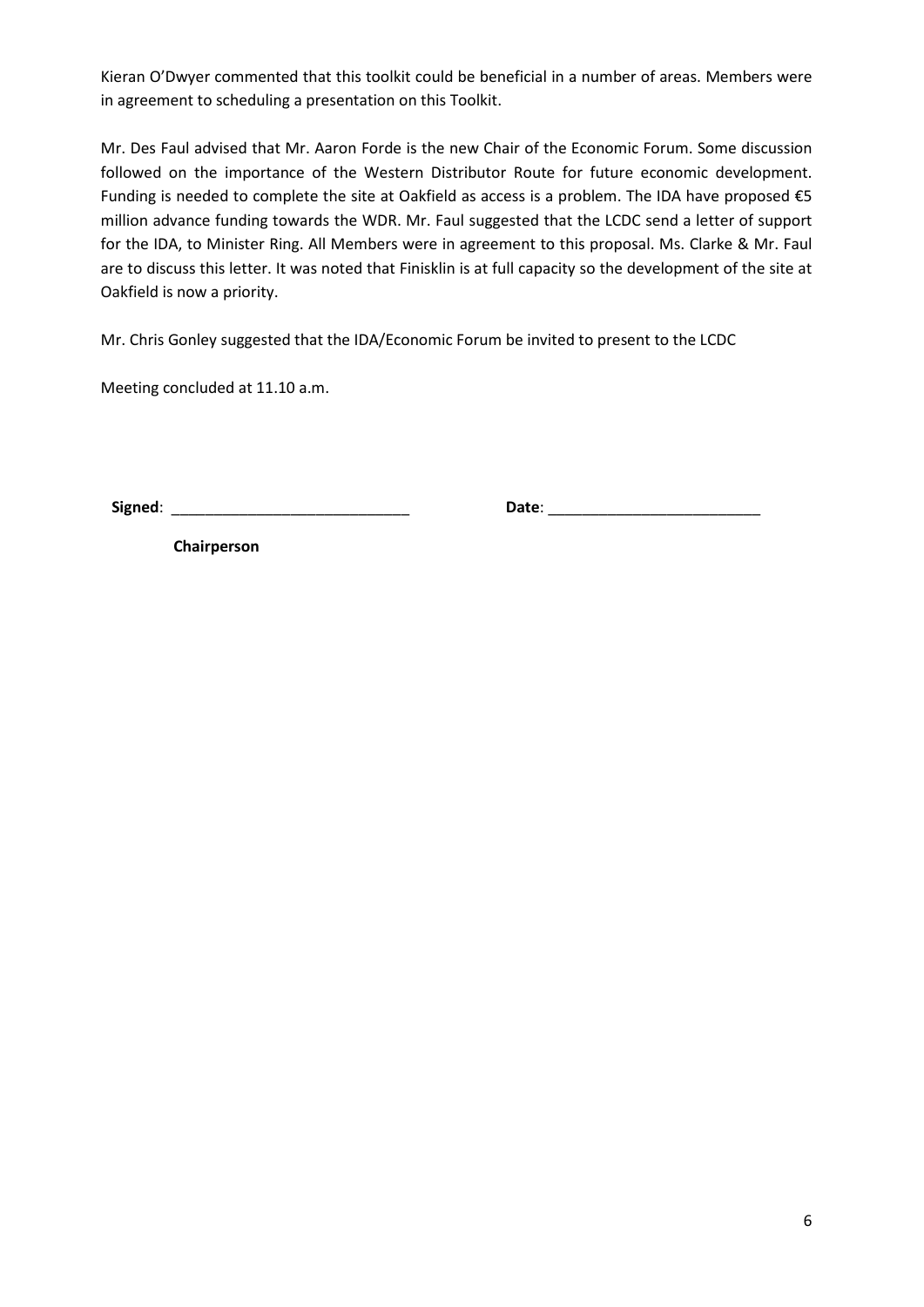Kieran O'Dwyer commented that this toolkit could be beneficial in a number of areas. Members were in agreement to scheduling a presentation on this Toolkit.

Mr. Des Faul advised that Mr. Aaron Forde is the new Chair of the Economic Forum. Some discussion followed on the importance of the Western Distributor Route for future economic development. Funding is needed to complete the site at Oakfield as access is a problem. The IDA have proposed €5 million advance funding towards the WDR. Mr. Faul suggested that the LCDC send a letter of support for the IDA, to Minister Ring. All Members were in agreement to this proposal. Ms. Clarke & Mr. Faul are to discuss this letter. It was noted that Finisklin is at full capacity so the development of the site at Oakfield is now a priority.

Mr. Chris Gonley suggested that the IDA/Economic Forum be invited to present to the LCDC

Meeting concluded at 11.10 a.m.

**Signed**: ____________________________ **Date**: __________________________

**Chairperson**